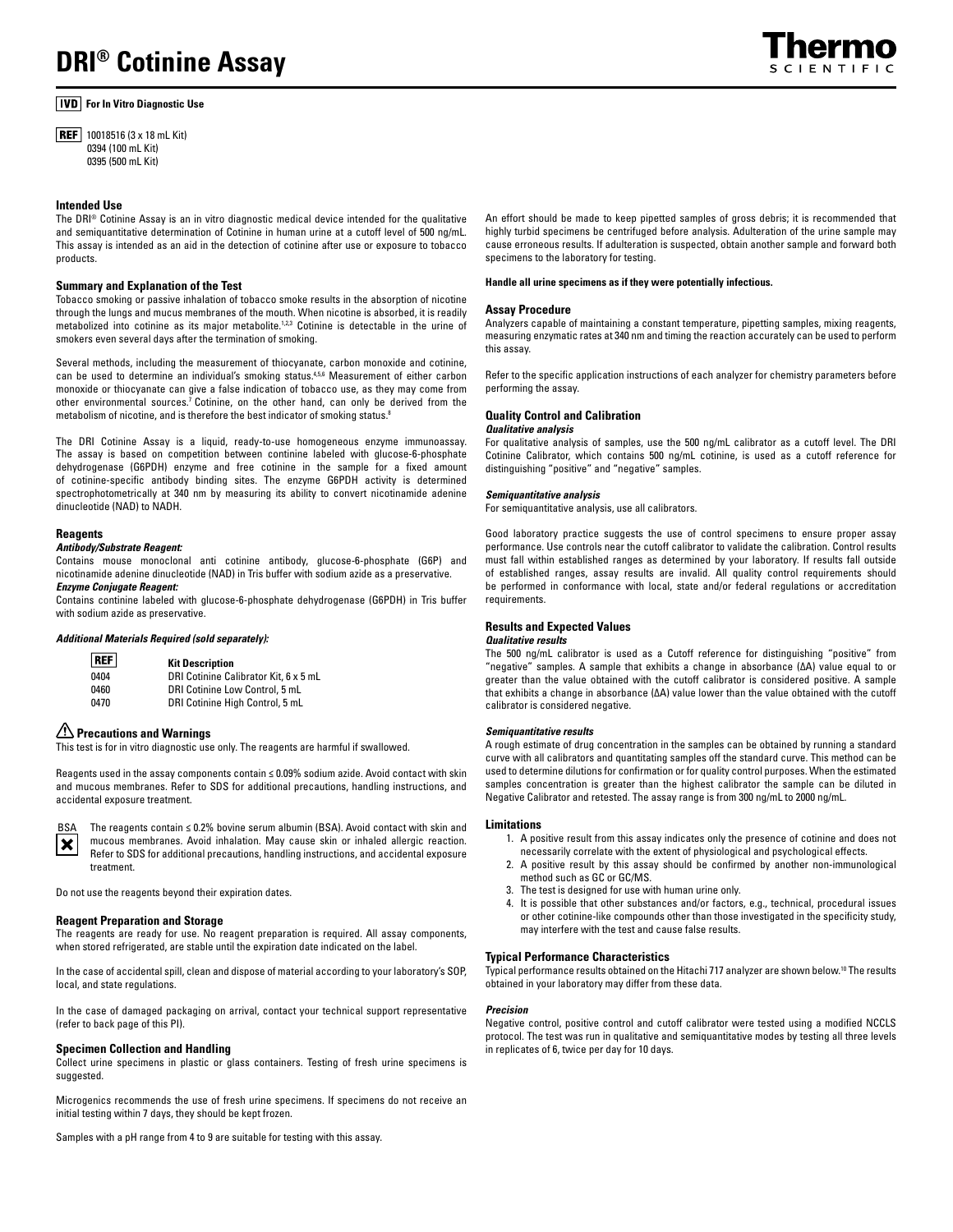# DRI® Cotinine Assay

**IVD For In Vitro Diagnostic Use**

REF 10018516 (3 x 18 mL Kit)
0394 (100 mL Kit)
0395 (500 mL Kit)

### Intended Use

The DRI® Cotinine Assay is an in vitro diagnostic medical device intended for the qualitative and semiquantitative determination of Cotinine in human urine at a cutoff level of 500 ng/mL. This assay is intended as an aid in the detection of cotinine after use or exposure to tobacco products.

### Summary and Explanation of the Test

Tobacco smoking or passive inhalation of tobacco smoke results in the absorption of nicotine through the lungs and mucus membranes of the mouth. When nicotine is absorbed, it is readily metabolized into cotinine as its major metabolite.[1,2,3] Cotinine is detectable in the urine of smokers even several days after the termination of smoking.

Several methods, including the measurement of thiocyanate, carbon monoxide and cotinine, can be used to determine an individual's smoking status.[4,5,6] Measurement of either carbon monoxide or thiocyanate can give a false indication of tobacco use, as they may come from other environmental sources.[7] Cotinine, on the other hand, can only be derived from the metabolism of nicotine, and is therefore the best indicator of smoking status.[8]

The DRI Cotinine Assay is a liquid, ready-to-use homogeneous enzyme immunoassay. The assay is based on competition between continine labeled with glucose-6-phosphate dehydrogenase (G6PDH) enzyme and free cotinine in the sample for a fixed amount of cotinine-specific antibody binding sites. The enzyme G6PDH activity is determined spectrophotometrically at 340 nm by measuring its ability to convert nicotinamide adenine dinucleotide (NAD) to NADH.

### Reagents

***Antibody/Substrate Reagent:***

Contains mouse monoclonal anti cotinine antibody, glucose-6-phosphate (G6P) and nicotinamide adenine dinucleotide (NAD) in Tris buffer with sodium azide as a preservative.

***Enzyme Conjugate Reagent:***

Contains continine labeled with glucose-6-phosphate dehydrogenase (G6PDH) in Tris buffer with sodium azide as preservative.

***Additional Materials Required (sold separately):***

| REF | Kit Description |
| --- | --- |
| 0404 | DRI Cotinine Calibrator Kit, 6 x 5 mL |
| 0460 | DRI Cotinine Low Control, 5 mL |
| 0470 | DRI Cotinine High Control, 5 mL |

### ⚠ Precautions and Warnings

This test is for in vitro diagnostic use only. The reagents are harmful if swallowed.

Reagents used in the assay components contain ≤ 0.09% sodium azide. Avoid contact with skin and mucous membranes. Refer to SDS for additional precautions, handling instructions, and accidental exposure treatment.

BSA The reagents contain ≤ 0.2% bovine serum albumin (BSA). Avoid contact with skin and mucous membranes. Avoid inhalation. May cause skin or inhaled allergic reaction. Refer to SDS for additional precautions, handling instructions, and accidental exposure treatment.

Do not use the reagents beyond their expiration dates.

### Reagent Preparation and Storage

The reagents are ready for use. No reagent preparation is required. All assay components, when stored refrigerated, are stable until the expiration date indicated on the label.

In the case of accidental spill, clean and dispose of material according to your laboratory's SOP, local, and state regulations.

In the case of damaged packaging on arrival, contact your technical support representative (refer to back page of this PI).

### Specimen Collection and Handling

Collect urine specimens in plastic or glass containers. Testing of fresh urine specimens is suggested.

Microgenics recommends the use of fresh urine specimens. If specimens do not receive an initial testing within 7 days, they should be kept frozen.

Samples with a pH range from 4 to 9 are suitable for testing with this assay.

An effort should be made to keep pipetted samples of gross debris; it is recommended that highly turbid specimens be centrifuged before analysis. Adulteration of the urine sample may cause erroneous results. If adulteration is suspected, obtain another sample and forward both specimens to the laboratory for testing.

**Handle all urine specimens as if they were potentially infectious.**

### Assay Procedure

Analyzers capable of maintaining a constant temperature, pipetting samples, mixing reagents, measuring enzymatic rates at 340 nm and timing the reaction accurately can be used to perform this assay.

Refer to the specific application instructions of each analyzer for chemistry parameters before performing the assay.

### Quality Control and Calibration

***Qualitative analysis***

For qualitative analysis of samples, use the 500 ng/mL calibrator as a cutoff level. The DRI Cotinine Calibrator, which contains 500 ng/mL cotinine, is used as a cutoff reference for distinguishing "positive" and "negative" samples.

***Semiquantitative analysis***

For semiquantitative analysis, use all calibrators.

Good laboratory practice suggests the use of control specimens to ensure proper assay performance. Use controls near the cutoff calibrator to validate the calibration. Control results must fall within established ranges as determined by your laboratory. If results fall outside of established ranges, assay results are invalid. All quality control requirements should be performed in conformance with local, state and/or federal regulations or accreditation requirements.

### Results and Expected Values

***Qualitative results***

The 500 ng/mL calibrator is used as a Cutoff reference for distinguishing "positive" from "negative" samples. A sample that exhibits a change in absorbance (ΔA) value equal to or greater than the value obtained with the cutoff calibrator is considered positive. A sample that exhibits a change in absorbance (ΔA) value lower than the value obtained with the cutoff calibrator is considered negative.

***Semiquantitative results***

A rough estimate of drug concentration in the samples can be obtained by running a standard curve with all calibrators and quantitating samples off the standard curve. This method can be used to determine dilutions for confirmation or for quality control purposes. When the estimated samples concentration is greater than the highest calibrator the sample can be diluted in Negative Calibrator and retested. The assay range is from 300 ng/mL to 2000 ng/mL.

### Limitations

1. A positive result from this assay indicates only the presence of cotinine and does not necessarily correlate with the extent of physiological and psychological effects.
2. A positive result by this assay should be confirmed by another non-immunological method such as GC or GC/MS.
3. The test is designed for use with human urine only.
4. It is possible that other substances and/or factors, e.g., technical, procedural issues or other cotinine-like compounds other than those investigated in the specificity study, may interfere with the test and cause false results.

### Typical Performance Characteristics

Typical performance results obtained on the Hitachi 717 analyzer are shown below.[10] The results obtained in your laboratory may differ from these data.

***Precision***

Negative control, positive control and cutoff calibrator were tested using a modified NCCLS protocol. The test was run in qualitative and semiquantitative modes by testing all three levels in replicates of 6, twice per day for 10 days.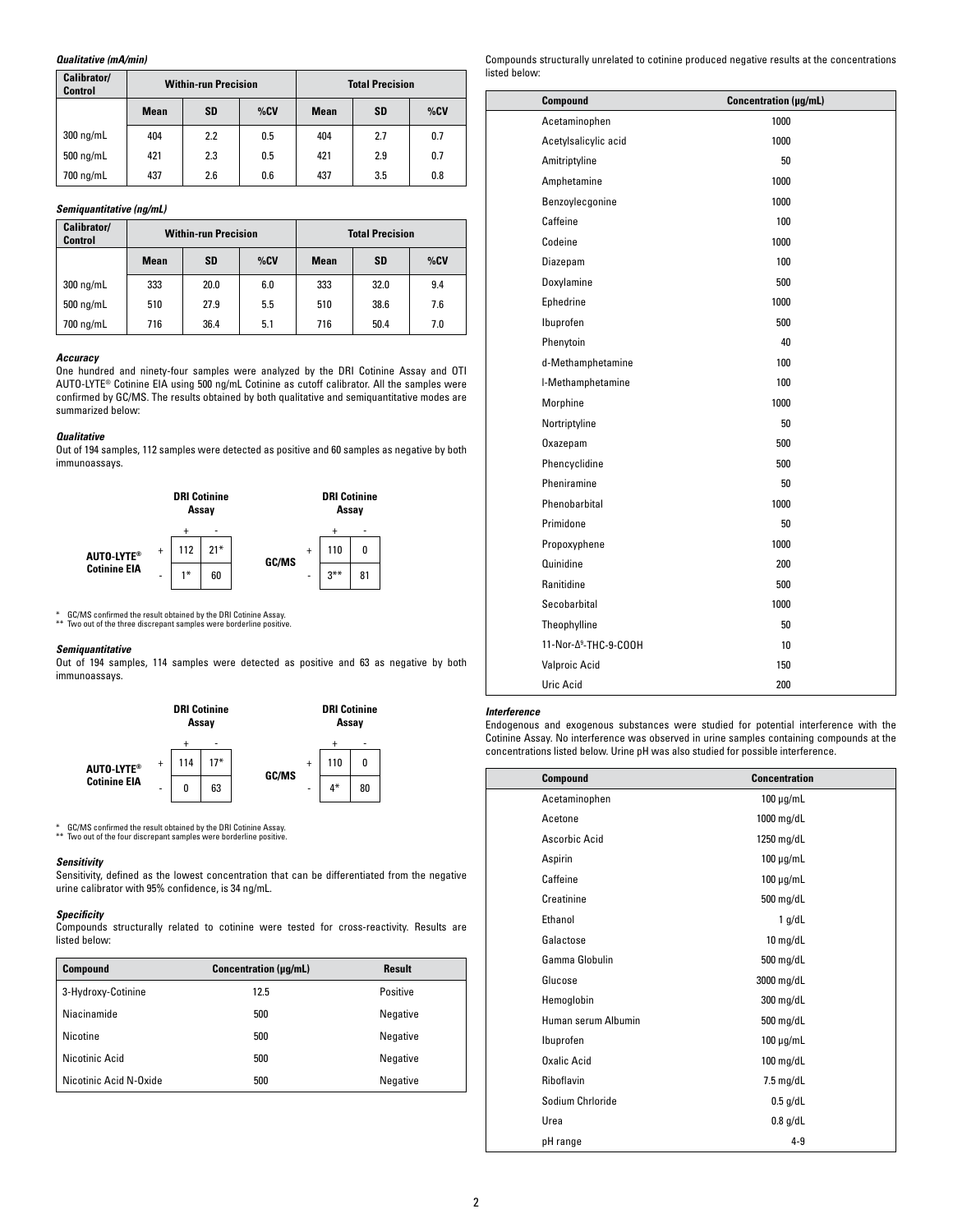***Qualitative (mA/min)***

| Calibrator/ Control | Within-run Precision | | | Total Precision | | |
|---|---|---|---|---|---|---|
| | Mean | SD | %CV | Mean | SD | %CV |
| 300 ng/mL | 404 | 2.2 | 0.5 | 404 | 2.7 | 0.7 |
| 500 ng/mL | 421 | 2.3 | 0.5 | 421 | 2.9 | 0.7 |
| 700 ng/mL | 437 | 2.6 | 0.6 | 437 | 3.5 | 0.8 |

***Semiquantitative (ng/mL)***

| Calibrator/ Control | Within-run Precision | | | Total Precision | | |
|---|---|---|---|---|---|---|
| | Mean | SD | %CV | Mean | SD | %CV |
| 300 ng/mL | 333 | 20.0 | 6.0 | 333 | 32.0 | 9.4 |
| 500 ng/mL | 510 | 27.9 | 5.5 | 510 | 38.6 | 7.6 |
| 700 ng/mL | 716 | 36.4 | 5.1 | 716 | 50.4 | 7.0 |

***Accuracy***

One hundred and ninety-four samples were analyzed by the DRI Cotinine Assay and OTI AUTO-LYTE® Cotinine EIA using 500 ng/mL Cotinine as cutoff calibrator. All the samples were confirmed by GC/MS. The results obtained by both qualitative and semiquantitative modes are summarized below:

***Qualitative***

Out of 194 samples, 112 samples were detected as positive and 60 samples as negative by both immunoassays.

| | | DRI Cotinine Assay + | DRI Cotinine Assay - |
|---|---|---|---|
| AUTO-LYTE® Cotinine EIA | + | 112 | 21* |
| | - | 1* | 60 |

| | | DRI Cotinine Assay + | DRI Cotinine Assay - |
|---|---|---|---|
| GC/MS | + | 110 | 0 |
| | - | 3** | 81 |

\* GC/MS confirmed the result obtained by the DRI Cotinine Assay.
\*\* Two out of the three discrepant samples were borderline positive.

***Semiquantitative***

Out of 194 samples, 114 samples were detected as positive and 63 as negative by both immunoassays.

| | | DRI Cotinine Assay + | DRI Cotinine Assay - |
|---|---|---|---|
| AUTO-LYTE® Cotinine EIA | + | 114 | 17* |
| | - | 0 | 63 |

| | | DRI Cotinine Assay + | DRI Cotinine Assay - |
|---|---|---|---|
| GC/MS | + | 110 | 0 |
| | - | 4* | 80 |

\* GC/MS confirmed the result obtained by the DRI Cotinine Assay.
\*\* Two out of the four discrepant samples were borderline positive.

***Sensitivity***

Sensitivity, defined as the lowest concentration that can be differentiated from the negative urine calibrator with 95% confidence, is 34 ng/mL.

***Specificity***

Compounds structurally related to cotinine were tested for cross-reactivity. Results are listed below:

| Compound | Concentration (µg/mL) | Result |
|---|---|---|
| 3-Hydroxy-Cotinine | 12.5 | Positive |
| Niacinamide | 500 | Negative |
| Nicotine | 500 | Negative |
| Nicotinic Acid | 500 | Negative |
| Nicotinic Acid N-Oxide | 500 | Negative |

Compounds structurally unrelated to cotinine produced negative results at the concentrations listed below:

| Compound | Concentration (µg/mL) |
|---|---|
| Acetaminophen | 1000 |
| Acetylsalicylic acid | 1000 |
| Amitriptyline | 50 |
| Amphetamine | 1000 |
| Benzoylecgonine | 1000 |
| Caffeine | 100 |
| Codeine | 1000 |
| Diazepam | 100 |
| Doxylamine | 500 |
| Ephedrine | 1000 |
| Ibuprofen | 500 |
| Phenytoin | 40 |
| d-Methamphetamine | 100 |
| l-Methamphetamine | 100 |
| Morphine | 1000 |
| Nortriptyline | 50 |
| Oxazepam | 500 |
| Phencyclidine | 500 |
| Pheniramine | 50 |
| Phenobarbital | 1000 |
| Primidone | 50 |
| Propoxyphene | 1000 |
| Quinidine | 200 |
| Ranitidine | 500 |
| Secobarbital | 1000 |
| Theophylline | 50 |
| 11-Nor-$\Delta^9$-THC-9-COOH | 10 |
| Valproic Acid | 150 |
| Uric Acid | 200 |

***Interference***

Endogenous and exogenous substances were studied for potential interference with the Cotinine Assay. No interference was observed in urine samples containing compounds at the concentrations listed below. Urine pH was also studied for possible interference.

| Compound | Concentration |
|---|---|
| Acetaminophen | 100 µg/mL |
| Acetone | 1000 mg/dL |
| Ascorbic Acid | 1250 mg/dL |
| Aspirin | 100 µg/mL |
| Caffeine | 100 µg/mL |
| Creatinine | 500 mg/dL |
| Ethanol | 1 g/dL |
| Galactose | 10 mg/dL |
| Gamma Globulin | 500 mg/dL |
| Glucose | 3000 mg/dL |
| Hemoglobin | 300 mg/dL |
| Human serum Albumin | 500 mg/dL |
| Ibuprofen | 100 µg/mL |
| Oxalic Acid | 100 mg/dL |
| Riboflavin | 7.5 mg/dL |
| Sodium Chrloride | 0.5 g/dL |
| Urea | 0.8 g/dL |
| pH range | 4-9 |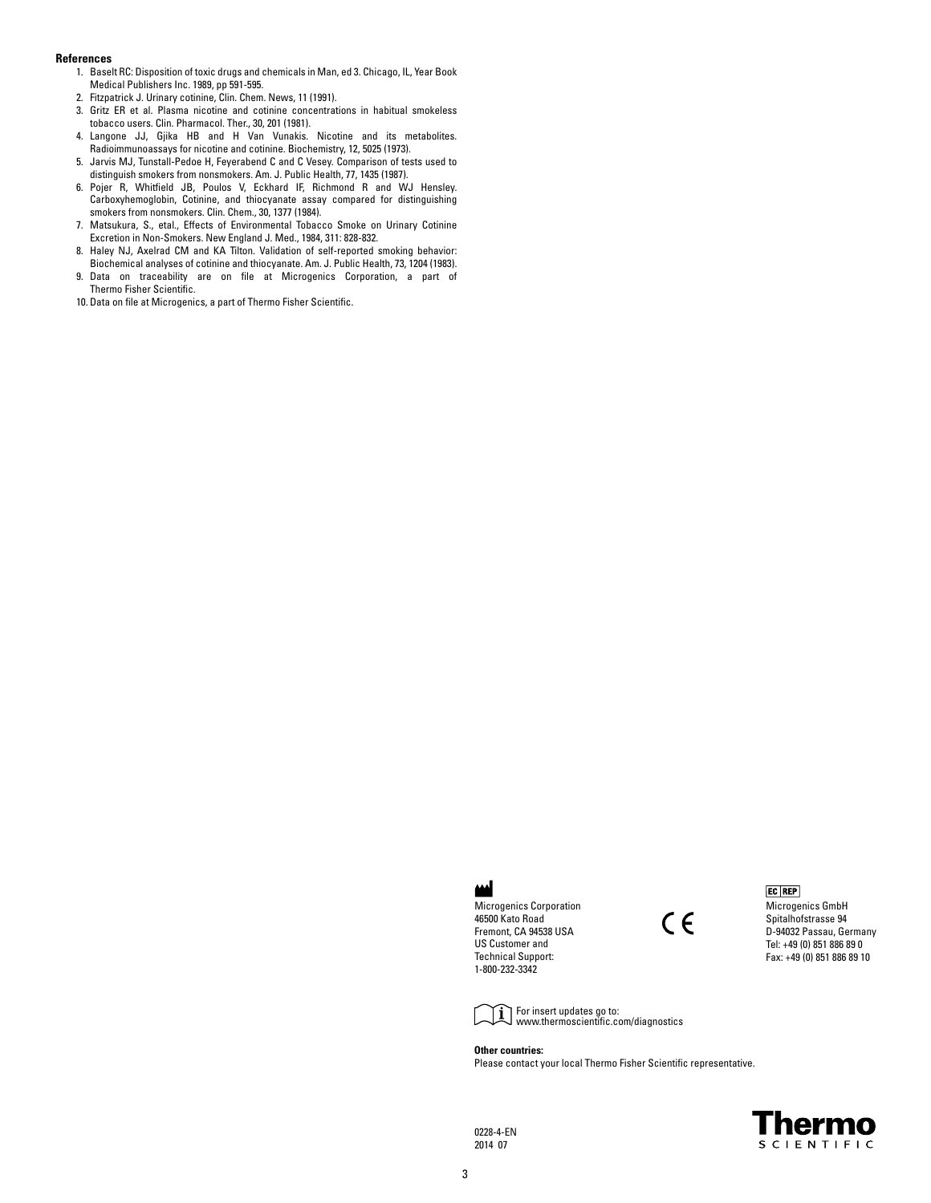**References**

1. Baselt RC: Disposition of toxic drugs and chemicals in Man, ed 3. Chicago, IL, Year Book Medical Publishers Inc. 1989, pp 591-595.
2. Fitzpatrick J. Urinary cotinine, Clin. Chem. News, 11 (1991).
3. Gritz ER et al. Plasma nicotine and cotinine concentrations in habitual smokeless tobacco users. Clin. Pharmacol. Ther., 30, 201 (1981).
4. Langone JJ, Gjika HB and H Van Vunakis. Nicotine and its metabolites. Radioimmunoassays for nicotine and cotinine. Biochemistry, 12, 5025 (1973).
5. Jarvis MJ, Tunstall-Pedoe H, Feyerabend C and C Vesey. Comparison of tests used to distinguish smokers from nonsmokers. Am. J. Public Health, 77, 1435 (1987).
6. Pojer R, Whitfield JB, Poulos V, Eckhard IF, Richmond R and WJ Hensley. Carboxyhemoglobin, Cotinine, and thiocyanate assay compared for distinguishing smokers from nonsmokers. Clin. Chem., 30, 1377 (1984).
7. Matsukura, S., etal., Effects of Environmental Tobacco Smoke on Urinary Cotinine Excretion in Non-Smokers. New England J. Med., 1984, 311: 828-832.
8. Haley NJ, Axelrad CM and KA Tilton. Validation of self-reported smoking behavior: Biochemical analyses of cotinine and thiocyanate. Am. J. Public Health, 73, 1204 (1983).
9. Data on traceability are on file at Microgenics Corporation, a part of Thermo Fisher Scientific.
10. Data on file at Microgenics, a part of Thermo Fisher Scientific.

Microgenics Corporation
46500 Kato Road
Fremont, CA 94538 USA
US Customer and
Technical Support:
1-800-232-3342

CE

EC REP

Microgenics GmbH
Spitalhofstrasse 94
D-94032 Passau, Germany
Tel: +49 (0) 851 886 89 0
Fax: +49 (0) 851 886 89 10

For insert updates go to:
www.thermoscientific.com/diagnostics

**Other countries:**
Please contact your local Thermo Fisher Scientific representative.

0228-4-EN
2014 07

Thermo SCIENTIFIC